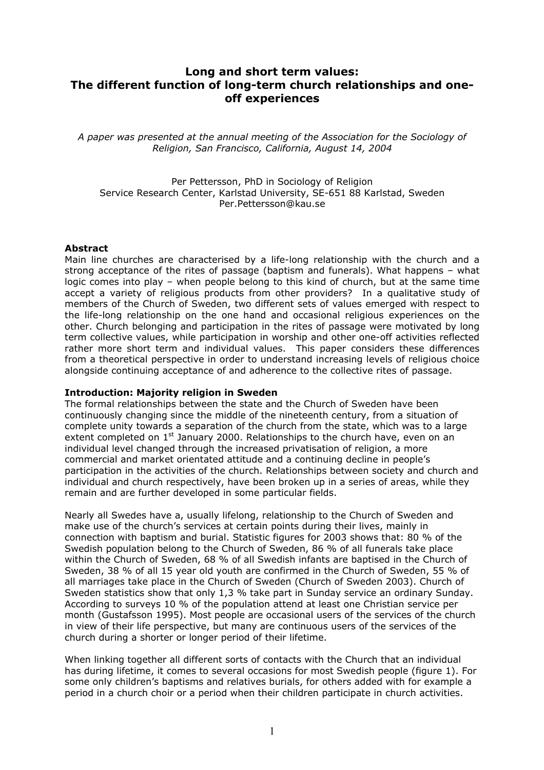# Long and short term values: The different function of long-term church relationships and one-off experiences

*A paper was presented at the annual meeting of the Association for the Sociology of Religion, San Francisco, California, August 14, 2004*

Per Pettersson, PhD in Sociology of Religion
Service Research Center, Karlstad University, SE-651 88 Karlstad, Sweden
Per.Pettersson@kau.se

**Abstract**
Main line churches are characterised by a life-long relationship with the church and a strong acceptance of the rites of passage (baptism and funerals). What happens – what logic comes into play – when people belong to this kind of church, but at the same time accept a variety of religious products from other providers? In a qualitative study of members of the Church of Sweden, two different sets of values emerged with respect to the life-long relationship on the one hand and occasional religious experiences on the other. Church belonging and participation in the rites of passage were motivated by long term collective values, while participation in worship and other one-off activities reflected rather more short term and individual values. This paper considers these differences from a theoretical perspective in order to understand increasing levels of religious choice alongside continuing acceptance of and adherence to the collective rites of passage.

**Introduction: Majority religion in Sweden**
The formal relationships between the state and the Church of Sweden have been continuously changing since the middle of the nineteenth century, from a situation of complete unity towards a separation of the church from the state, which was to a large extent completed on 1st January 2000. Relationships to the church have, even on an individual level changed through the increased privatisation of religion, a more commercial and market orientated attitude and a continuing decline in people's participation in the activities of the church. Relationships between society and church and individual and church respectively, have been broken up in a series of areas, while they remain and are further developed in some particular fields.

Nearly all Swedes have a, usually lifelong, relationship to the Church of Sweden and make use of the church's services at certain points during their lives, mainly in connection with baptism and burial. Statistic figures for 2003 shows that: 80 % of the Swedish population belong to the Church of Sweden, 86 % of all funerals take place within the Church of Sweden, 68 % of all Swedish infants are baptised in the Church of Sweden, 38 % of all 15 year old youth are confirmed in the Church of Sweden, 55 % of all marriages take place in the Church of Sweden (Church of Sweden 2003). Church of Sweden statistics show that only 1,3 % take part in Sunday service an ordinary Sunday. According to surveys 10 % of the population attend at least one Christian service per month (Gustafsson 1995). Most people are occasional users of the services of the church in view of their life perspective, but many are continuous users of the services of the church during a shorter or longer period of their lifetime.

When linking together all different sorts of contacts with the Church that an individual has during lifetime, it comes to several occasions for most Swedish people (figure 1). For some only children's baptisms and relatives burials, for others added with for example a period in a church choir or a period when their children participate in church activities.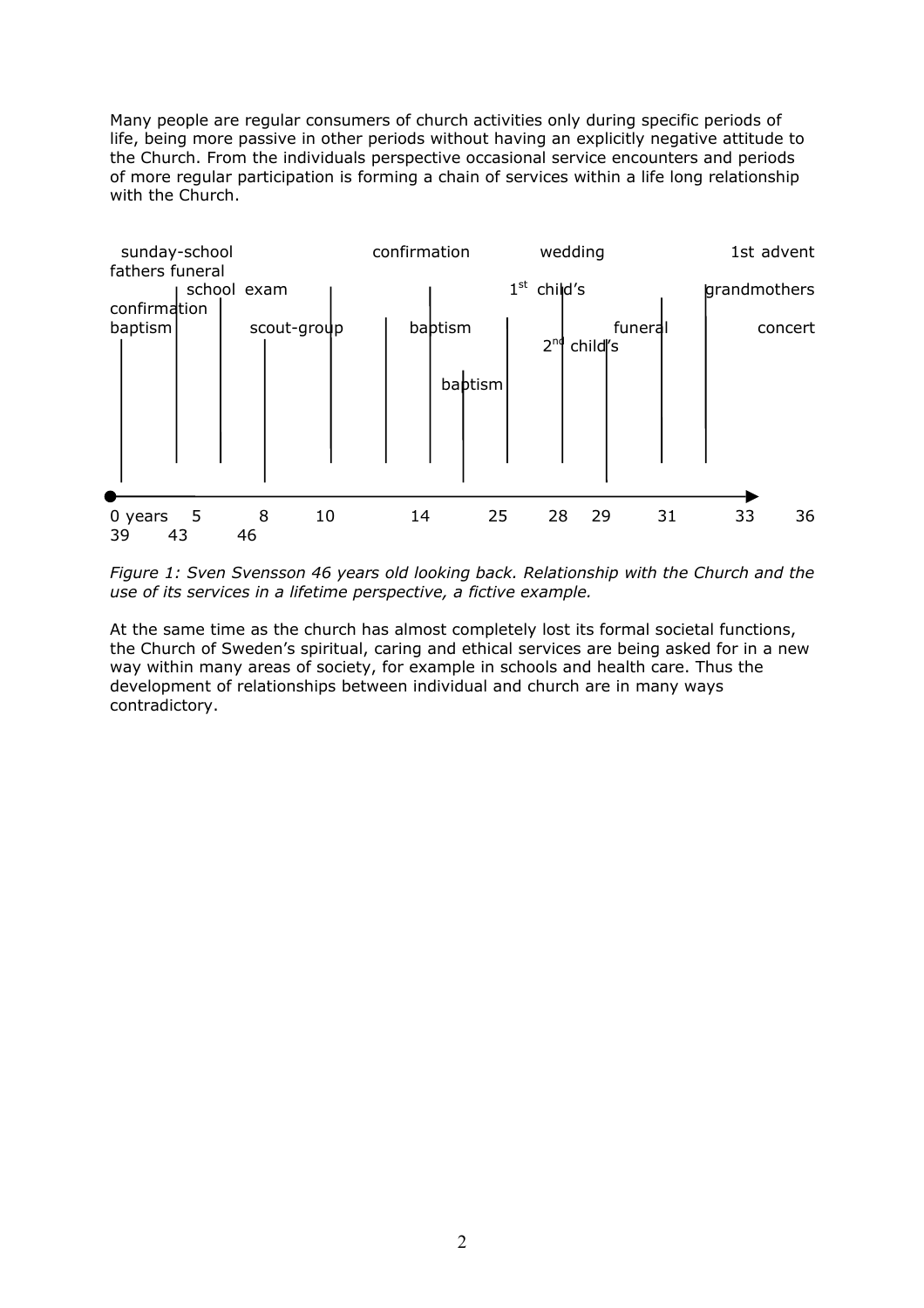Many people are regular consumers of church activities only during specific periods of life, being more passive in other periods without having an explicitly negative attitude to the Church. From the individuals perspective occasional service encounters and periods of more regular participation is forming a chain of services within a life long relationship with the Church.

sunday-school confirmation wedding 1st advent
fathers funeral
school exam 1st child's grandmothers
confirmation
baptism scout-group baptism funeral concert
2nd child's
baptism

0 years 5 8 10 14 25 28 29 31 33 36
39 43 46

*Figure 1: Sven Svensson 46 years old looking back. Relationship with the Church and the use of its services in a lifetime perspective, a fictive example.*

At the same time as the church has almost completely lost its formal societal functions, the Church of Sweden's spiritual, caring and ethical services are being asked for in a new way within many areas of society, for example in schools and health care. Thus the development of relationships between individual and church are in many ways contradictory.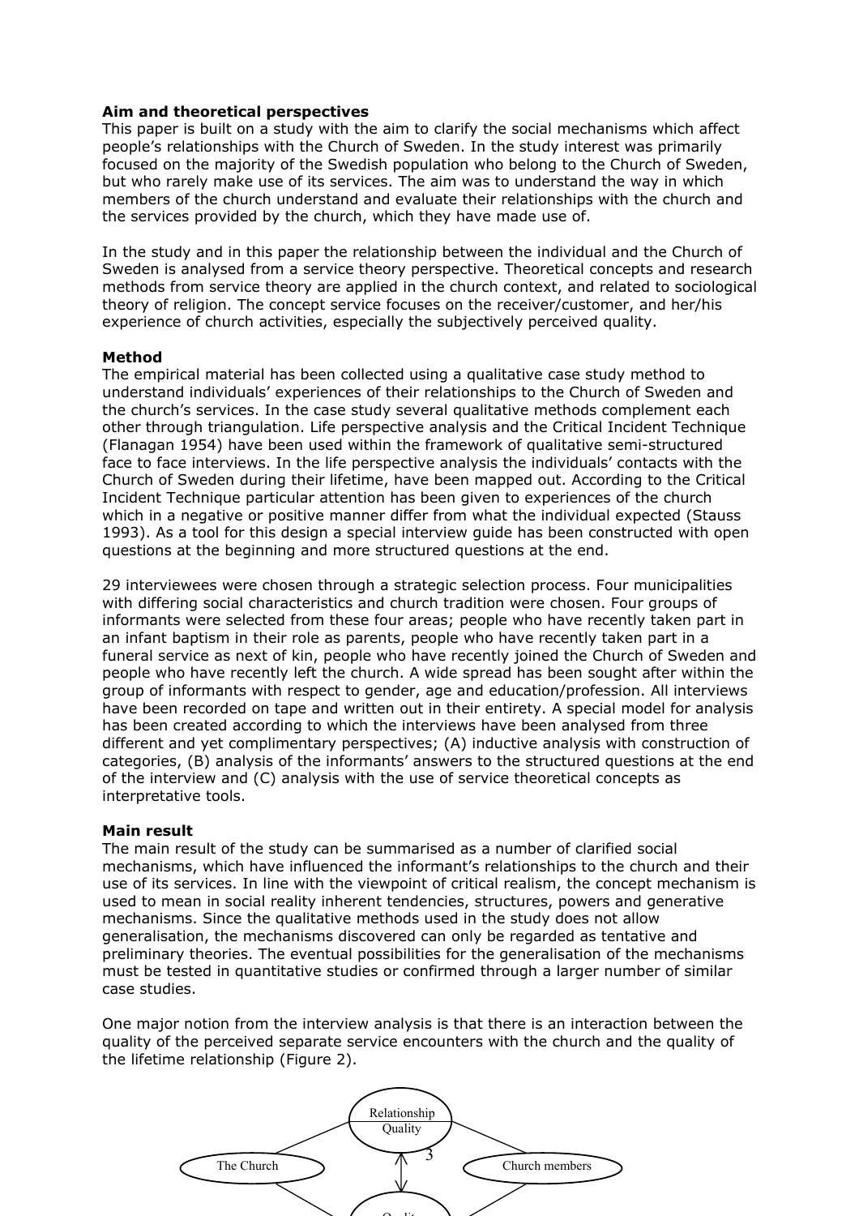**Aim and theoretical perspectives**

This paper is built on a study with the aim to clarify the social mechanisms which affect people's relationships with the Church of Sweden. In the study interest was primarily focused on the majority of the Swedish population who belong to the Church of Sweden, but who rarely make use of its services. The aim was to understand the way in which members of the church understand and evaluate their relationships with the church and the services provided by the church, which they have made use of.

In the study and in this paper the relationship between the individual and the Church of Sweden is analysed from a service theory perspective. Theoretical concepts and research methods from service theory are applied in the church context, and related to sociological theory of religion. The concept service focuses on the receiver/customer, and her/his experience of church activities, especially the subjectively perceived quality.

**Method**

The empirical material has been collected using a qualitative case study method to understand individuals' experiences of their relationships to the Church of Sweden and the church's services. In the case study several qualitative methods complement each other through triangulation. Life perspective analysis and the Critical Incident Technique (Flanagan 1954) have been used within the framework of qualitative semi-structured face to face interviews. In the life perspective analysis the individuals' contacts with the Church of Sweden during their lifetime, have been mapped out. According to the Critical Incident Technique particular attention has been given to experiences of the church which in a negative or positive manner differ from what the individual expected (Stauss 1993). As a tool for this design a special interview guide has been constructed with open questions at the beginning and more structured questions at the end.

29 interviewees were chosen through a strategic selection process. Four municipalities with differing social characteristics and church tradition were chosen. Four groups of informants were selected from these four areas; people who have recently taken part in an infant baptism in their role as parents, people who have recently taken part in a funeral service as next of kin, people who have recently joined the Church of Sweden and people who have recently left the church. A wide spread has been sought after within the group of informants with respect to gender, age and education/profession. All interviews have been recorded on tape and written out in their entirety. A special model for analysis has been created according to which the interviews have been analysed from three different and yet complimentary perspectives; (A) inductive analysis with construction of categories, (B) analysis of the informants' answers to the structured questions at the end of the interview and (C) analysis with the use of service theoretical concepts as interpretative tools.

**Main result**

The main result of the study can be summarised as a number of clarified social mechanisms, which have influenced the informant's relationships to the church and their use of its services. In line with the viewpoint of critical realism, the concept mechanism is used to mean in social reality inherent tendencies, structures, powers and generative mechanisms. Since the qualitative methods used in the study does not allow generalisation, the mechanisms discovered can only be regarded as tentative and preliminary theories. The eventual possibilities for the generalisation of the mechanisms must be tested in quantitative studies or confirmed through a larger number of similar case studies.

One major notion from the interview analysis is that there is an interaction between the quality of the perceived separate service encounters with the church and the quality of the lifetime relationship (Figure 2).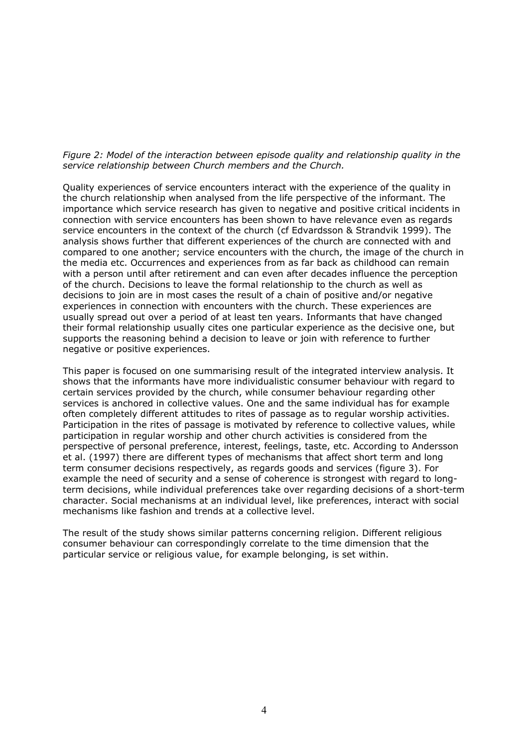*Figure 2: Model of the interaction between episode quality and relationship quality in the service relationship between Church members and the Church.*

Quality experiences of service encounters interact with the experience of the quality in the church relationship when analysed from the life perspective of the informant. The importance which service research has given to negative and positive critical incidents in connection with service encounters has been shown to have relevance even as regards service encounters in the context of the church (cf Edvardsson & Strandvik 1999). The analysis shows further that different experiences of the church are connected with and compared to one another; service encounters with the church, the image of the church in the media etc. Occurrences and experiences from as far back as childhood can remain with a person until after retirement and can even after decades influence the perception of the church. Decisions to leave the formal relationship to the church as well as decisions to join are in most cases the result of a chain of positive and/or negative experiences in connection with encounters with the church. These experiences are usually spread out over a period of at least ten years. Informants that have changed their formal relationship usually cites one particular experience as the decisive one, but supports the reasoning behind a decision to leave or join with reference to further negative or positive experiences.

This paper is focused on one summarising result of the integrated interview analysis. It shows that the informants have more individualistic consumer behaviour with regard to certain services provided by the church, while consumer behaviour regarding other services is anchored in collective values. One and the same individual has for example often completely different attitudes to rites of passage as to regular worship activities. Participation in the rites of passage is motivated by reference to collective values, while participation in regular worship and other church activities is considered from the perspective of personal preference, interest, feelings, taste, etc. According to Andersson et al. (1997) there are different types of mechanisms that affect short term and long term consumer decisions respectively, as regards goods and services (figure 3). For example the need of security and a sense of coherence is strongest with regard to long-term decisions, while individual preferences take over regarding decisions of a short-term character. Social mechanisms at an individual level, like preferences, interact with social mechanisms like fashion and trends at a collective level.

The result of the study shows similar patterns concerning religion. Different religious consumer behaviour can correspondingly correlate to the time dimension that the particular service or religious value, for example belonging, is set within.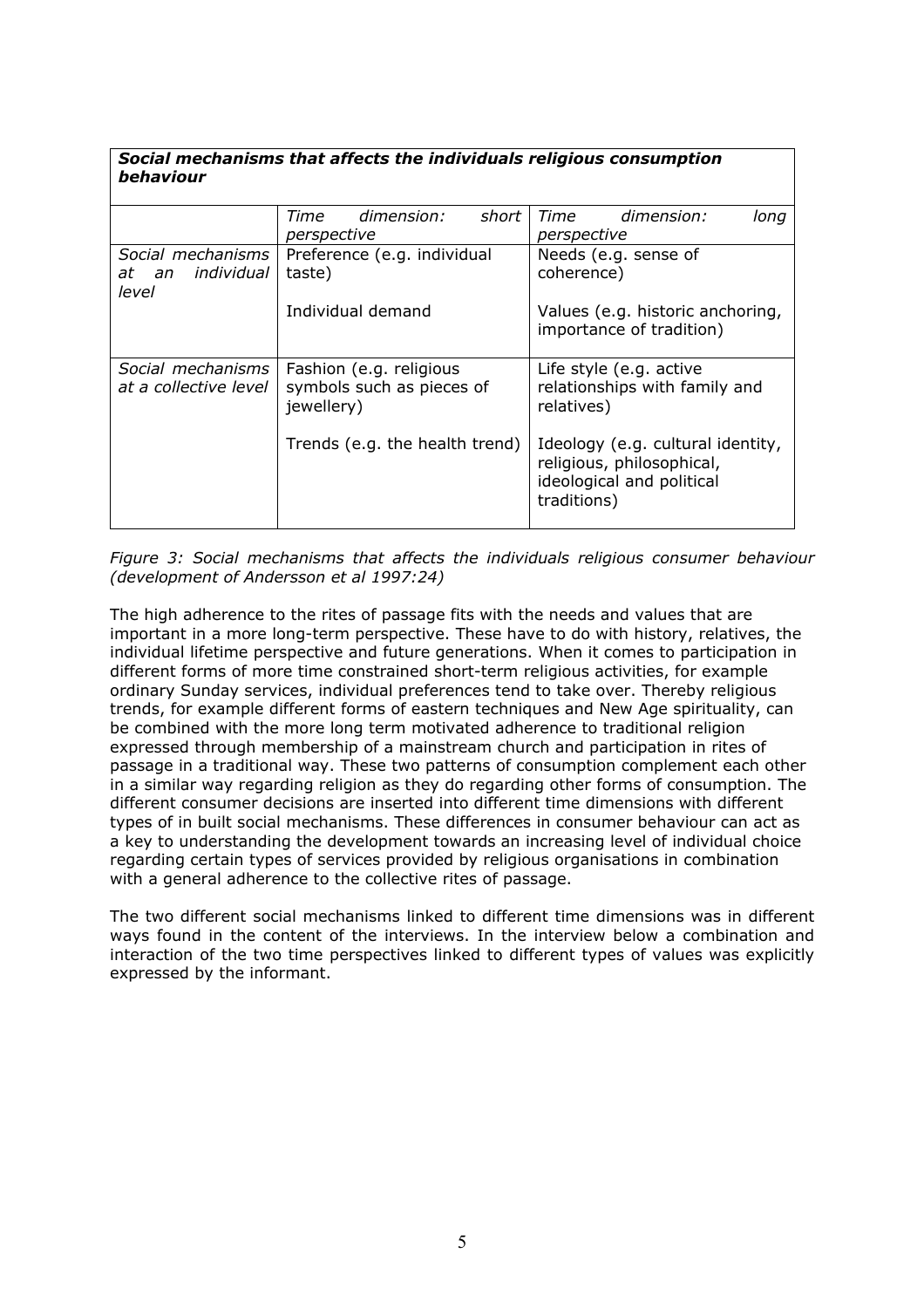| ***Social mechanisms that affects the individuals religious consumption behaviour*** | | |
|---|---|---|
| | *Time dimension: short perspective* | *Time dimension: long perspective* |
| *Social mechanisms at an individual level* | Preference (e.g. individual taste)<br><br>Individual demand | Needs (e.g. sense of coherence)<br><br>Values (e.g. historic anchoring, importance of tradition) |
| *Social mechanisms at a collective level* | Fashion (e.g. religious symbols such as pieces of jewellery)<br><br>Trends (e.g. the health trend) | Life style (e.g. active relationships with family and relatives)<br><br>Ideology (e.g. cultural identity, religious, philosophical, ideological and political traditions) |

*Figure 3: Social mechanisms that affects the individuals religious consumer behaviour (development of Andersson et al 1997:24)*

The high adherence to the rites of passage fits with the needs and values that are important in a more long-term perspective. These have to do with history, relatives, the individual lifetime perspective and future generations. When it comes to participation in different forms of more time constrained short-term religious activities, for example ordinary Sunday services, individual preferences tend to take over. Thereby religious trends, for example different forms of eastern techniques and New Age spirituality, can be combined with the more long term motivated adherence to traditional religion expressed through membership of a mainstream church and participation in rites of passage in a traditional way. These two patterns of consumption complement each other in a similar way regarding religion as they do regarding other forms of consumption. The different consumer decisions are inserted into different time dimensions with different types of in built social mechanisms. These differences in consumer behaviour can act as a key to understanding the development towards an increasing level of individual choice regarding certain types of services provided by religious organisations in combination with a general adherence to the collective rites of passage.

The two different social mechanisms linked to different time dimensions was in different ways found in the content of the interviews. In the interview below a combination and interaction of the two time perspectives linked to different types of values was explicitly expressed by the informant.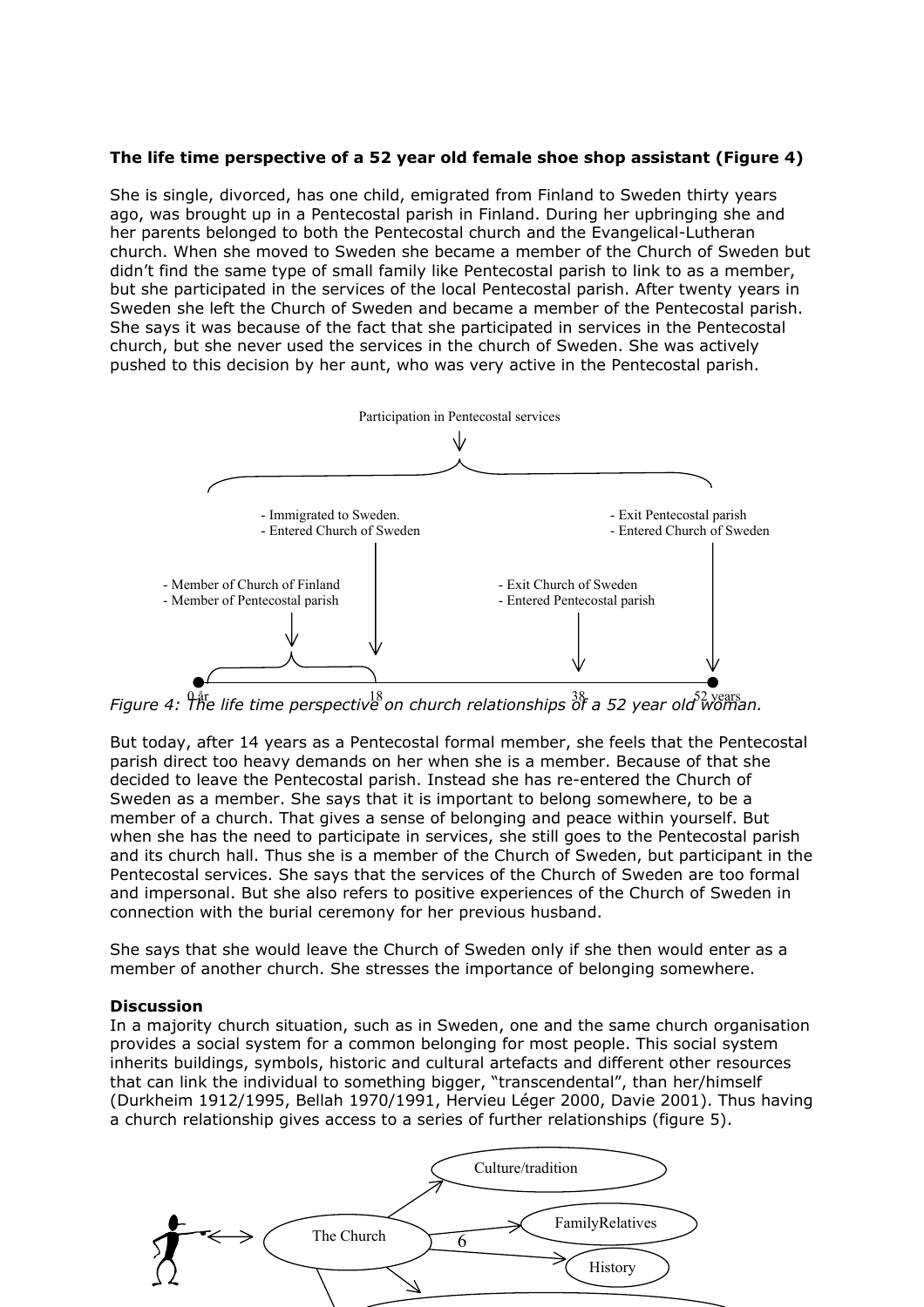**The life time perspective of a 52 year old female shoe shop assistant (Figure 4)**

She is single, divorced, has one child, emigrated from Finland to Sweden thirty years ago, was brought up in a Pentecostal parish in Finland. During her upbringing she and her parents belonged to both the Pentecostal church and the Evangelical-Lutheran church. When she moved to Sweden she became a member of the Church of Sweden but didn't find the same type of small family like Pentecostal parish to link to as a member, but she participated in the services of the local Pentecostal parish. After twenty years in Sweden she left the Church of Sweden and became a member of the Pentecostal parish. She says it was because of the fact that she participated in services in the Pentecostal church, but she never used the services in the church of Sweden. She was actively pushed to this decision by her aunt, who was very active in the Pentecostal parish.

Participation in Pentecostal services

- Member of Church of Finland
- Member of Pentecostal parish

- Immigrated to Sweden.
- Entered Church of Sweden

- Exit Church of Sweden
- Entered Pentecostal parish

- Exit Pentecostal parish
- Entered Church of Sweden

0 år — 18 — 38 — 52 years

*Figure 4: The life time perspective on church relationships of a 52 year old woman.*

But today, after 14 years as a Pentecostal formal member, she feels that the Pentecostal parish direct too heavy demands on her when she is a member. Because of that she decided to leave the Pentecostal parish. Instead she has re-entered the Church of Sweden as a member. She says that it is important to belong somewhere, to be a member of a church. That gives a sense of belonging and peace within yourself. But when she has the need to participate in services, she still goes to the Pentecostal parish and its church hall. Thus she is a member of the Church of Sweden, but participant in the Pentecostal services. She says that the services of the Church of Sweden are too formal and impersonal. But she also refers to positive experiences of the Church of Sweden in connection with the burial ceremony for her previous husband.

She says that she would leave the Church of Sweden only if she then would enter as a member of another church. She stresses the importance of belonging somewhere.

**Discussion**

In a majority church situation, such as in Sweden, one and the same church organisation provides a social system for a common belonging for most people. This social system inherits buildings, symbols, historic and cultural artefacts and different other resources that can link the individual to something bigger, "transcendental", than her/himself (Durkheim 1912/1995, Bellah 1970/1991, Hervieu Léger 2000, Davie 2001). Thus having a church relationship gives access to a series of further relationships (figure 5).

The Church → Culture/tradition; FamilyRelatives; History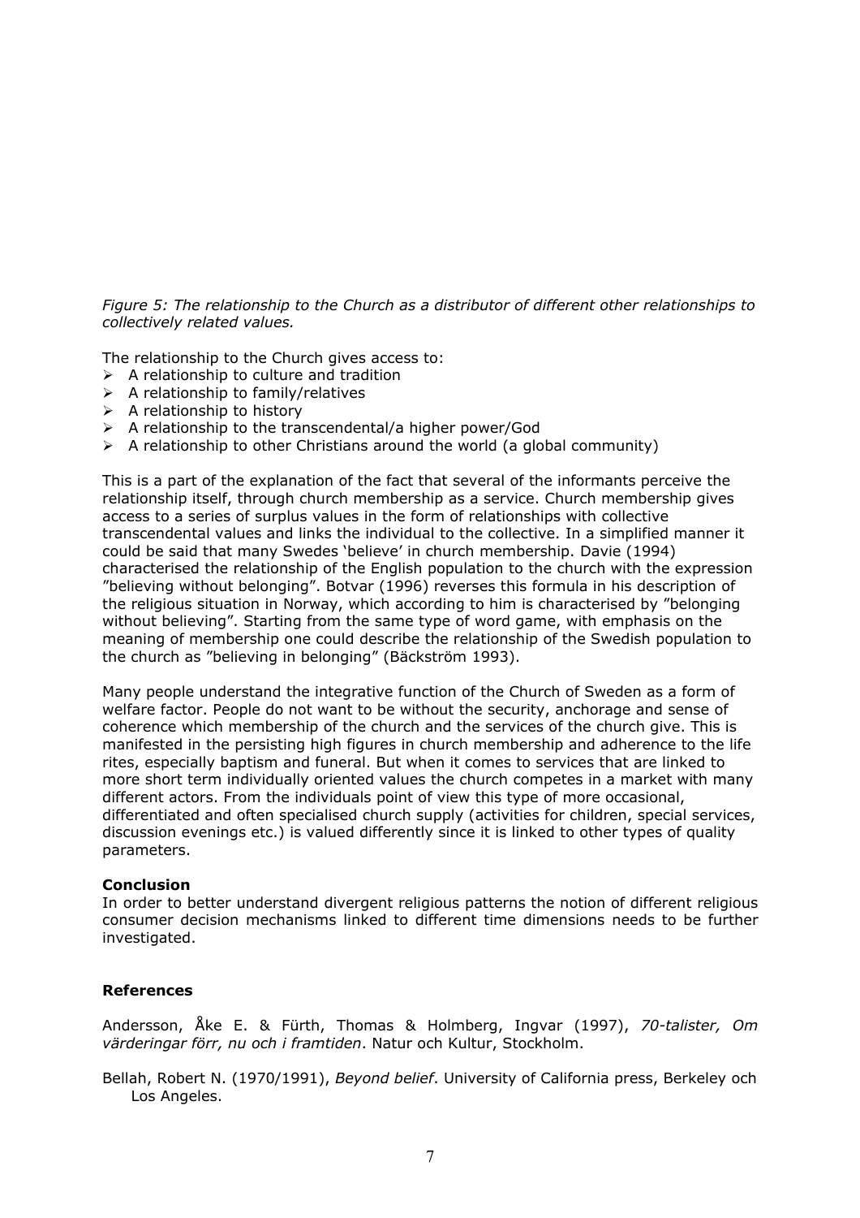*Figure 5: The relationship to the Church as a distributor of different other relationships to collectively related values.*

The relationship to the Church gives access to:

- A relationship to culture and tradition
- A relationship to family/relatives
- A relationship to history
- A relationship to the transcendental/a higher power/God
- A relationship to other Christians around the world (a global community)

This is a part of the explanation of the fact that several of the informants perceive the relationship itself, through church membership as a service. Church membership gives access to a series of surplus values in the form of relationships with collective transcendental values and links the individual to the collective. In a simplified manner it could be said that many Swedes 'believe' in church membership. Davie (1994) characterised the relationship of the English population to the church with the expression "believing without belonging". Botvar (1996) reverses this formula in his description of the religious situation in Norway, which according to him is characterised by "belonging without believing". Starting from the same type of word game, with emphasis on the meaning of membership one could describe the relationship of the Swedish population to the church as "believing in belonging" (Bäckström 1993).

Many people understand the integrative function of the Church of Sweden as a form of welfare factor. People do not want to be without the security, anchorage and sense of coherence which membership of the church and the services of the church give. This is manifested in the persisting high figures in church membership and adherence to the life rites, especially baptism and funeral. But when it comes to services that are linked to more short term individually oriented values the church competes in a market with many different actors. From the individuals point of view this type of more occasional, differentiated and often specialised church supply (activities for children, special services, discussion evenings etc.) is valued differently since it is linked to other types of quality parameters.

**Conclusion**

In order to better understand divergent religious patterns the notion of different religious consumer decision mechanisms linked to different time dimensions needs to be further investigated.

**References**

Andersson, Åke E. & Fürth, Thomas & Holmberg, Ingvar (1997), *70-talister, Om värderingar förr, nu och i framtiden*. Natur och Kultur, Stockholm.

Bellah, Robert N. (1970/1991), *Beyond belief*. University of California press, Berkeley och Los Angeles.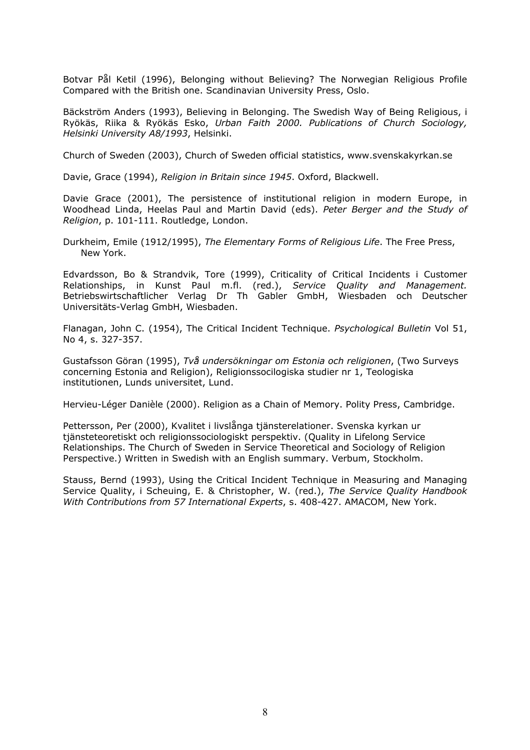Botvar Pål Ketil (1996), Belonging without Believing? The Norwegian Religious Profile Compared with the British one. Scandinavian University Press, Oslo.

Bäckström Anders (1993), Believing in Belonging. The Swedish Way of Being Religious, i Ryökäs, Riika & Ryökäs Esko, *Urban Faith 2000. Publications of Church Sociology, Helsinki University A8/1993*, Helsinki.

Church of Sweden (2003), Church of Sweden official statistics, www.svenskakyrkan.se

Davie, Grace (1994), *Religion in Britain since 1945*. Oxford, Blackwell.

Davie Grace (2001), The persistence of institutional religion in modern Europe, in Woodhead Linda, Heelas Paul and Martin David (eds). *Peter Berger and the Study of Religion*, p. 101-111. Routledge, London.

Durkheim, Emile (1912/1995), *The Elementary Forms of Religious Life*. The Free Press, New York.

Edvardsson, Bo & Strandvik, Tore (1999), Criticality of Critical Incidents i Customer Relationships, in Kunst Paul m.fl. (red.), *Service Quality and Management.* Betriebswirtschaftlicher Verlag Dr Th Gabler GmbH, Wiesbaden och Deutscher Universitäts-Verlag GmbH, Wiesbaden.

Flanagan, John C. (1954), The Critical Incident Technique. *Psychological Bulletin* Vol 51, No 4, s. 327-357.

Gustafsson Göran (1995), *Två undersökningar om Estonia och religionen*, (Two Surveys concerning Estonia and Religion), Religionssocilogiska studier nr 1, Teologiska institutionen, Lunds universitet, Lund.

Hervieu-Léger Danièle (2000). Religion as a Chain of Memory. Polity Press, Cambridge.

Pettersson, Per (2000), Kvalitet i livslånga tjänsterelationer. Svenska kyrkan ur tjänsteteoretiskt och religionssociologiskt perspektiv. (Quality in Lifelong Service Relationships. The Church of Sweden in Service Theoretical and Sociology of Religion Perspective.) Written in Swedish with an English summary. Verbum, Stockholm.

Stauss, Bernd (1993), Using the Critical Incident Technique in Measuring and Managing Service Quality, i Scheuing, E. & Christopher, W. (red.), *The Service Quality Handbook With Contributions from 57 International Experts*, s. 408-427. AMACOM, New York.